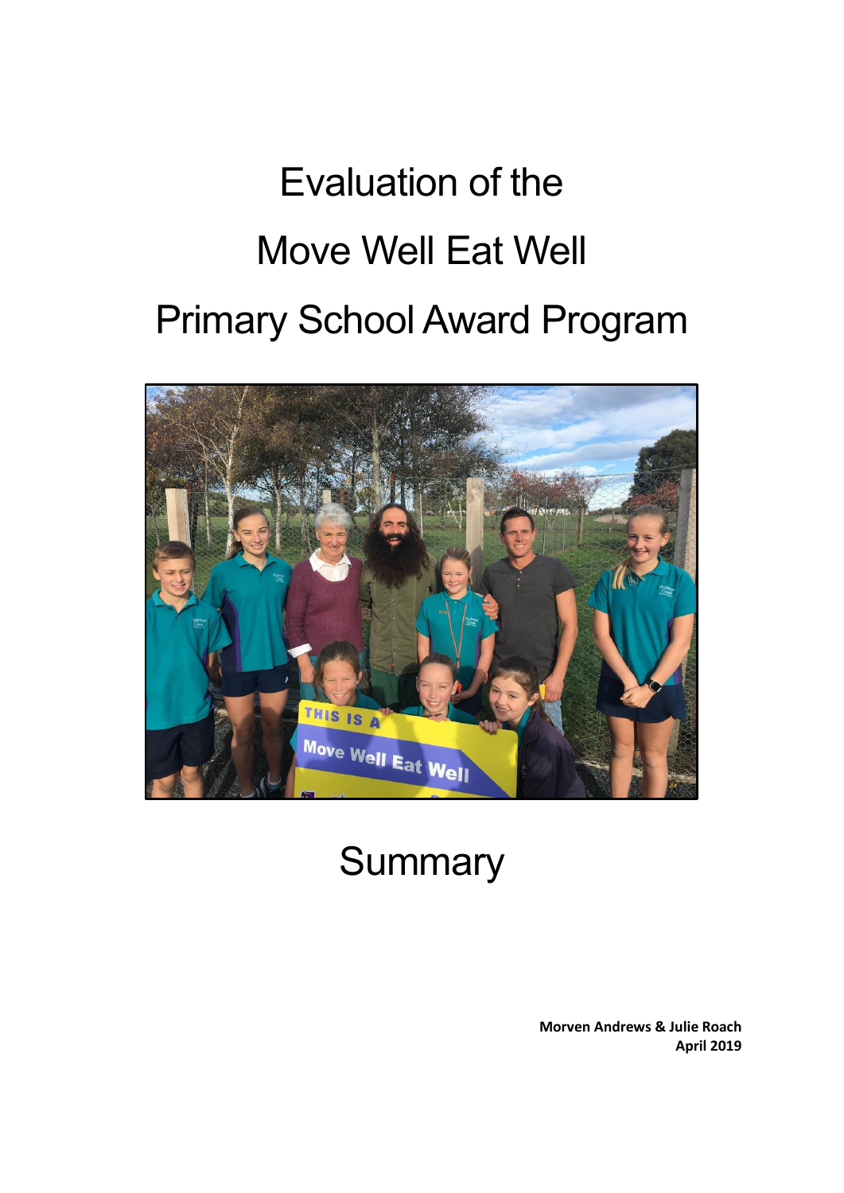# Evaluation of the Move Well Eat Well Primary School Award Program

## Summary

**Morven Andrews & Julie Roach**
**April 2019**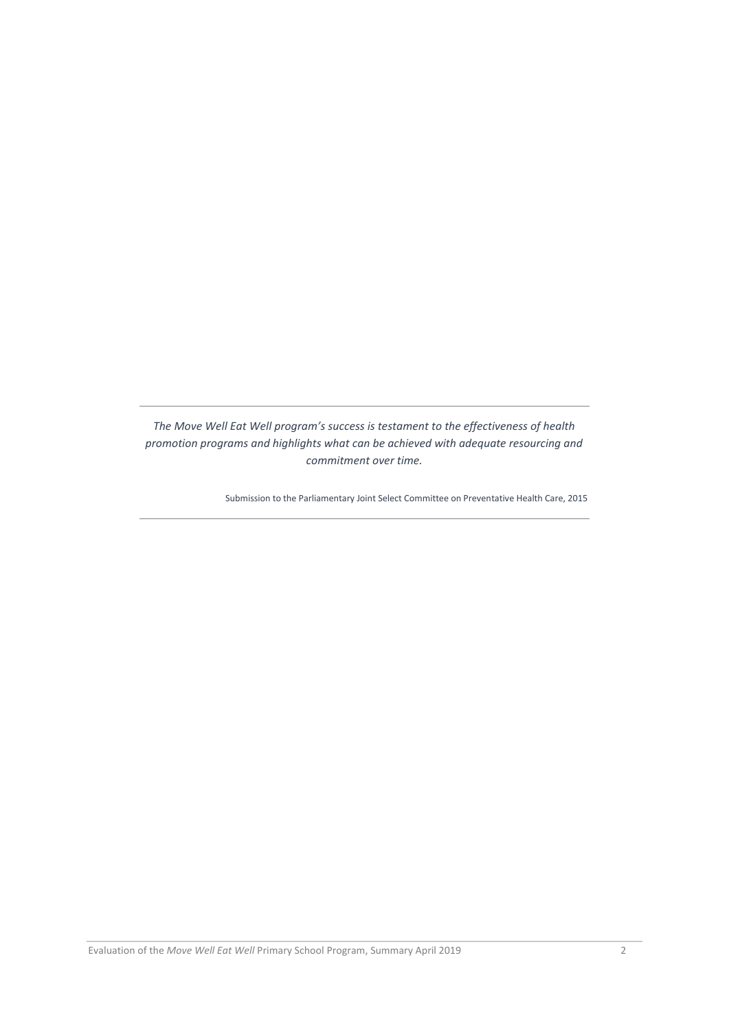---

*The Move Well Eat Well program's success is testament to the effectiveness of health promotion programs and highlights what can be achieved with adequate resourcing and commitment over time.*

Submission to the Parliamentary Joint Select Committee on Preventative Health Care, 2015

---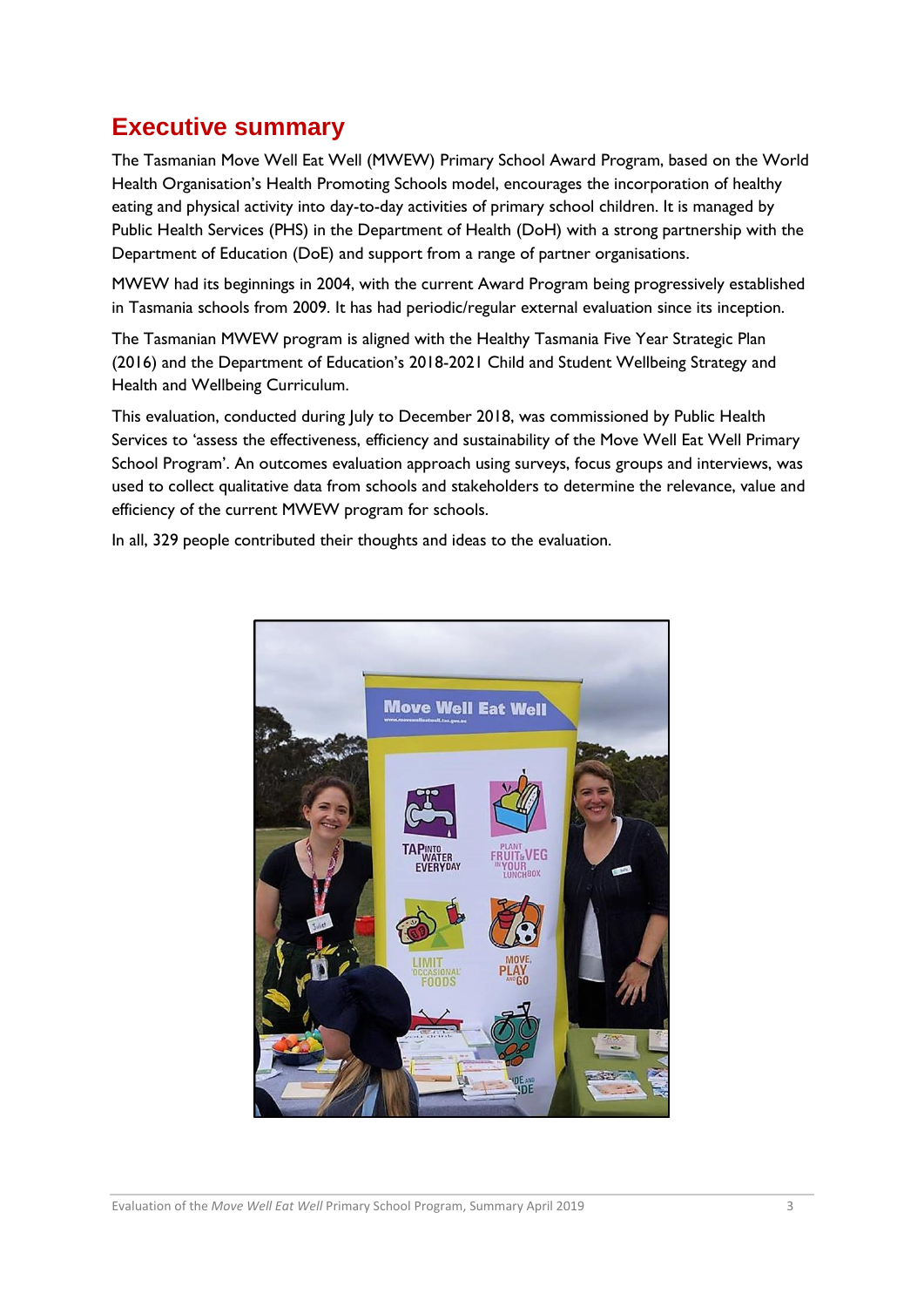## Executive summary

The Tasmanian Move Well Eat Well (MWEW) Primary School Award Program, based on the World Health Organisation's Health Promoting Schools model, encourages the incorporation of healthy eating and physical activity into day-to-day activities of primary school children. It is managed by Public Health Services (PHS) in the Department of Health (DoH) with a strong partnership with the Department of Education (DoE) and support from a range of partner organisations.

MWEW had its beginnings in 2004, with the current Award Program being progressively established in Tasmania schools from 2009. It has had periodic/regular external evaluation since its inception.

The Tasmanian MWEW program is aligned with the Healthy Tasmania Five Year Strategic Plan (2016) and the Department of Education's 2018-2021 Child and Student Wellbeing Strategy and Health and Wellbeing Curriculum.

This evaluation, conducted during July to December 2018, was commissioned by Public Health Services to 'assess the effectiveness, efficiency and sustainability of the Move Well Eat Well Primary School Program'. An outcomes evaluation approach using surveys, focus groups and interviews, was used to collect qualitative data from schools and stakeholders to determine the relevance, value and efficiency of the current MWEW program for schools.

In all, 329 people contributed their thoughts and ideas to the evaluation.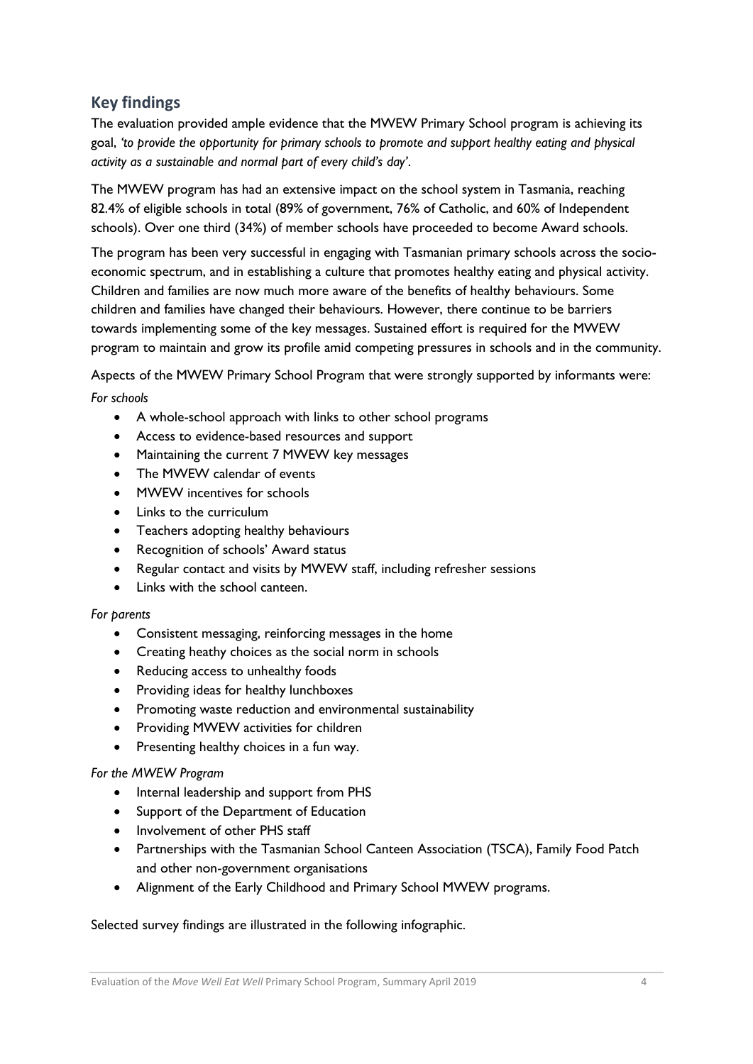## Key findings

The evaluation provided ample evidence that the MWEW Primary School program is achieving its goal, *'to provide the opportunity for primary schools to promote and support healthy eating and physical activity as a sustainable and normal part of every child's day'*.

The MWEW program has had an extensive impact on the school system in Tasmania, reaching 82.4% of eligible schools in total (89% of government, 76% of Catholic, and 60% of Independent schools). Over one third (34%) of member schools have proceeded to become Award schools.

The program has been very successful in engaging with Tasmanian primary schools across the socio-economic spectrum, and in establishing a culture that promotes healthy eating and physical activity. Children and families are now much more aware of the benefits of healthy behaviours. Some children and families have changed their behaviours. However, there continue to be barriers towards implementing some of the key messages. Sustained effort is required for the MWEW program to maintain and grow its profile amid competing pressures in schools and in the community.

Aspects of the MWEW Primary School Program that were strongly supported by informants were:

*For schools*

- A whole-school approach with links to other school programs
- Access to evidence-based resources and support
- Maintaining the current 7 MWEW key messages
- The MWEW calendar of events
- MWEW incentives for schools
- Links to the curriculum
- Teachers adopting healthy behaviours
- Recognition of schools' Award status
- Regular contact and visits by MWEW staff, including refresher sessions
- Links with the school canteen.

*For parents*

- Consistent messaging, reinforcing messages in the home
- Creating heathy choices as the social norm in schools
- Reducing access to unhealthy foods
- Providing ideas for healthy lunchboxes
- Promoting waste reduction and environmental sustainability
- Providing MWEW activities for children
- Presenting healthy choices in a fun way.

*For the MWEW Program*

- Internal leadership and support from PHS
- Support of the Department of Education
- Involvement of other PHS staff
- Partnerships with the Tasmanian School Canteen Association (TSCA), Family Food Patch and other non-government organisations
- Alignment of the Early Childhood and Primary School MWEW programs.

Selected survey findings are illustrated in the following infographic.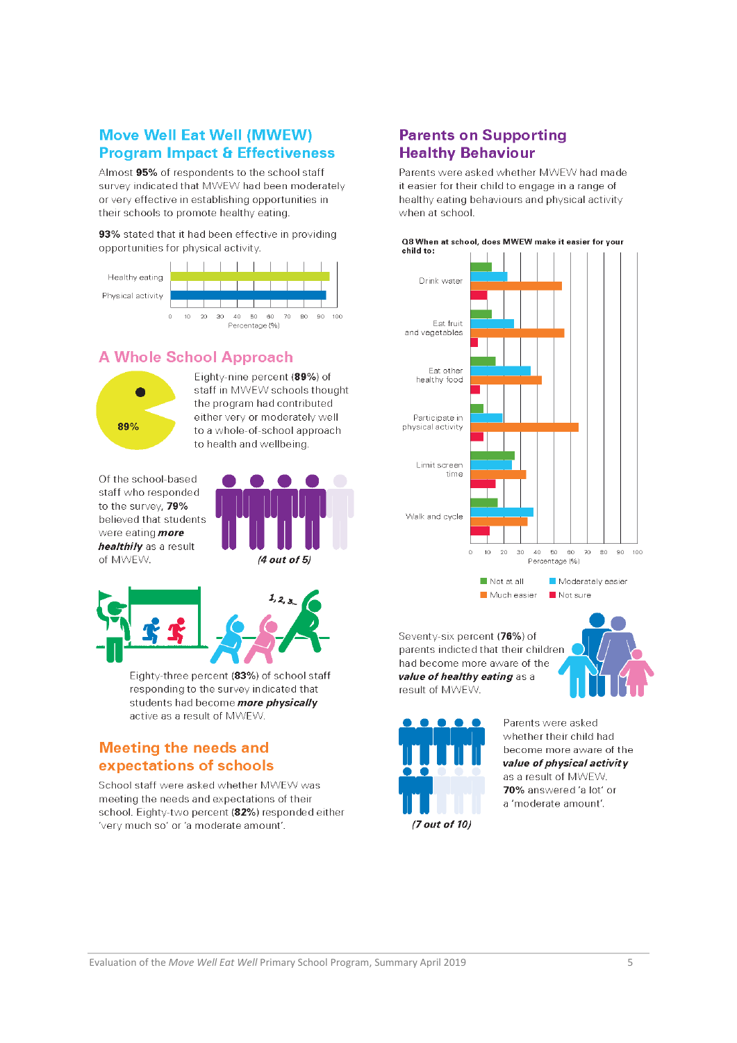## Move Well Eat Well (MWEW) Program Impact & Effectiveness

Almost **95%** of respondents to the school staff survey indicated that MWEW had been moderately or very effective in establishing opportunities in their schools to promote healthy eating.

**93%** stated that it had been effective in providing opportunities for physical activity.

## A Whole School Approach

**89%**

Eighty-nine percent (**89%**) of staff in MWEW schools thought the program had contributed either very or moderately well to a whole-of-school approach to health and wellbeing.

Of the school-based staff who responded to the survey, **79%** believed that students were eating ***more healthily*** as a result of MWEW.

*(4 out of 5)*

Eighty-three percent (**83%**) of school staff responding to the survey indicated that students had become ***more physically*** active as a result of MWEW.

## Meeting the needs and expectations of schools

School staff were asked whether MWEW was meeting the needs and expectations of their school. Eighty-two percent (**82%**) responded either 'very much so' or 'a moderate amount'.

## Parents on Supporting Healthy Behaviour

Parents were asked whether MWEW had made it easier for their child to engage in a range of healthy eating behaviours and physical activity when at school.

**Q8 When at school, does MWEW make it easier for your child to:**

Legend: Not at all; Moderately easier; Much easier; Not sure

Categories: Drink water; Eat fruit and vegetables; Eat other healthy food; Participate in physical activity; Limit screen time; Walk and cycle

Percentage (%)

Seventy-six percent (**76%**) of parents indicted that their children had become more aware of the ***value of healthy eating*** as a result of MWEW.

Parents were asked whether their child had become more aware of the ***value of physical activity*** as a result of MWEW. **70%** answered 'a lot' or a 'moderate amount'.

*(7 out of 10)*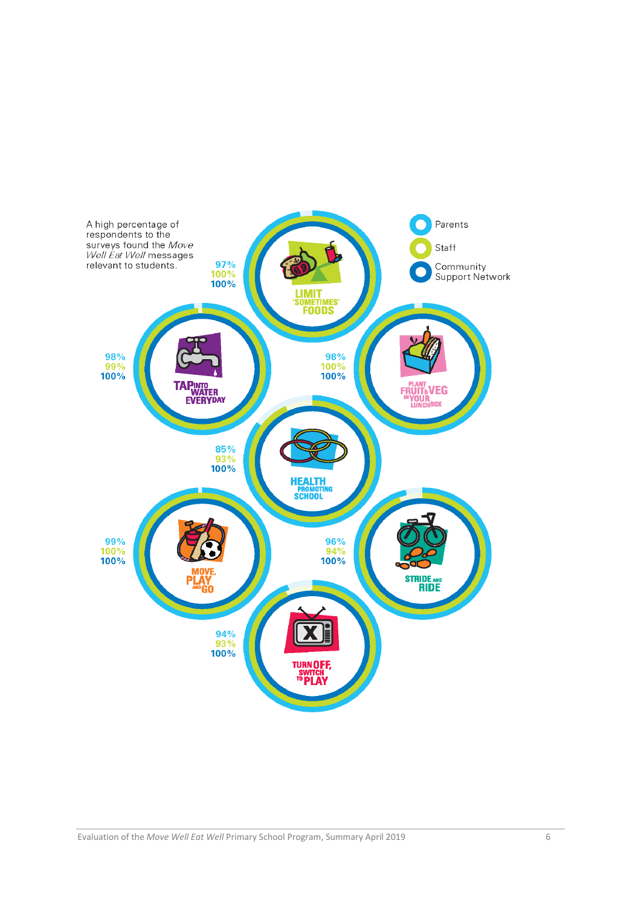A high percentage of respondents to the surveys found the *Move Well Eat Well* messages relevant to students.

Parents

Staff

Community Support Network

| Message | Parents | Staff | Community Support Network |
|---|---|---|---|
| LIMIT 'SOMETIMES' FOODS | 97% | 100% | 100% |
| TAP INTO WATER EVERYDAY | 98% | 99% | 100% |
| PLANT FRUIT & VEG IN YOUR LUNCHBOX | 98% | 100% | 100% |
| HEALTH PROMOTING SCHOOL | 85% | 93% | 100% |
| MOVE, PLAY AND GO | 99% | 100% | 100% |
| STRIDE AND RIDE | 96% | 94% | 100% |
| TURN OFF, SWITCH TO PLAY | 94% | 93% | 100% |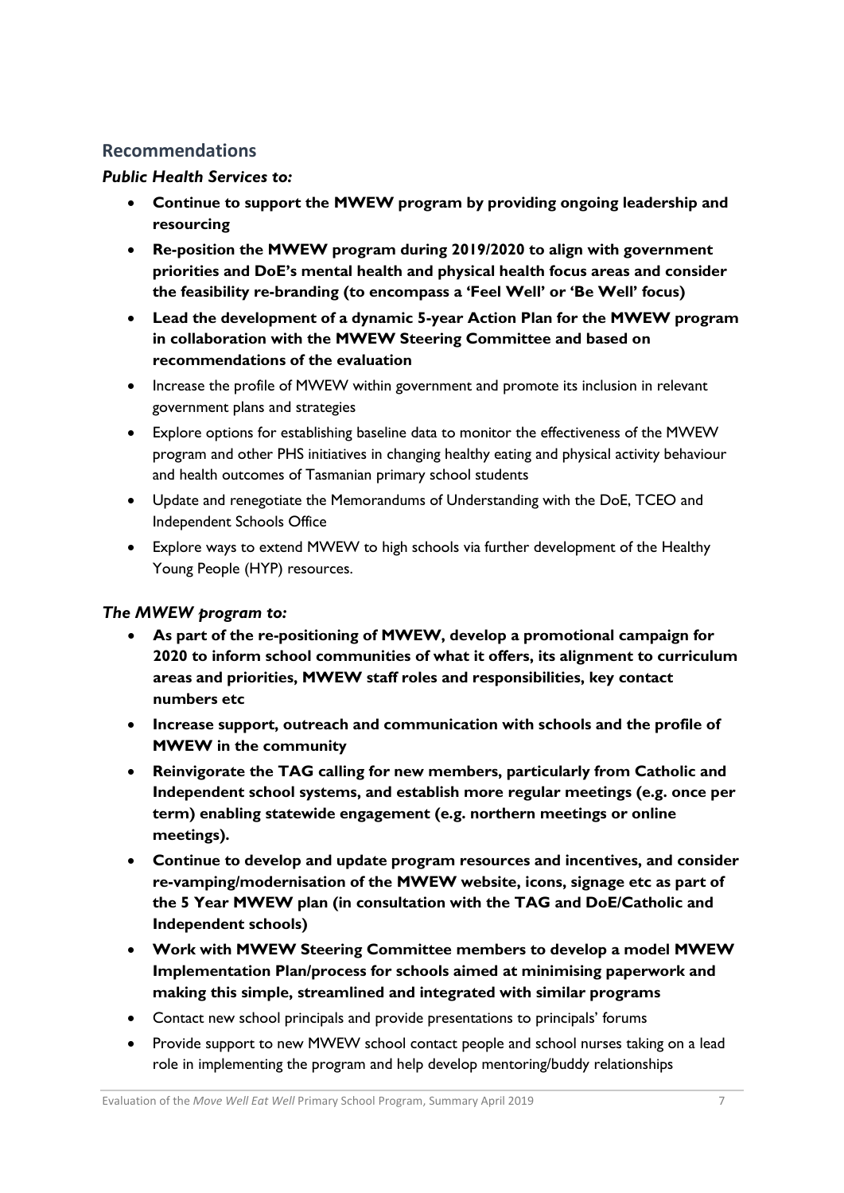## Recommendations

### *Public Health Services to:*

- **Continue to support the MWEW program by providing ongoing leadership and resourcing**
- **Re-position the MWEW program during 2019/2020 to align with government priorities and DoE's mental health and physical health focus areas and consider the feasibility re-branding (to encompass a 'Feel Well' or 'Be Well' focus)**
- **Lead the development of a dynamic 5-year Action Plan for the MWEW program in collaboration with the MWEW Steering Committee and based on recommendations of the evaluation**
- Increase the profile of MWEW within government and promote its inclusion in relevant government plans and strategies
- Explore options for establishing baseline data to monitor the effectiveness of the MWEW program and other PHS initiatives in changing healthy eating and physical activity behaviour and health outcomes of Tasmanian primary school students
- Update and renegotiate the Memorandums of Understanding with the DoE, TCEO and Independent Schools Office
- Explore ways to extend MWEW to high schools via further development of the Healthy Young People (HYP) resources.

### *The MWEW program to:*

- **As part of the re-positioning of MWEW, develop a promotional campaign for 2020 to inform school communities of what it offers, its alignment to curriculum areas and priorities, MWEW staff roles and responsibilities, key contact numbers etc**
- **Increase support, outreach and communication with schools and the profile of MWEW in the community**
- **Reinvigorate the TAG calling for new members, particularly from Catholic and Independent school systems, and establish more regular meetings (e.g. once per term) enabling statewide engagement (e.g. northern meetings or online meetings).**
- **Continue to develop and update program resources and incentives, and consider re-vamping/modernisation of the MWEW website, icons, signage etc as part of the 5 Year MWEW plan (in consultation with the TAG and DoE/Catholic and Independent schools)**
- **Work with MWEW Steering Committee members to develop a model MWEW Implementation Plan/process for schools aimed at minimising paperwork and making this simple, streamlined and integrated with similar programs**
- Contact new school principals and provide presentations to principals' forums
- Provide support to new MWEW school contact people and school nurses taking on a lead role in implementing the program and help develop mentoring/buddy relationships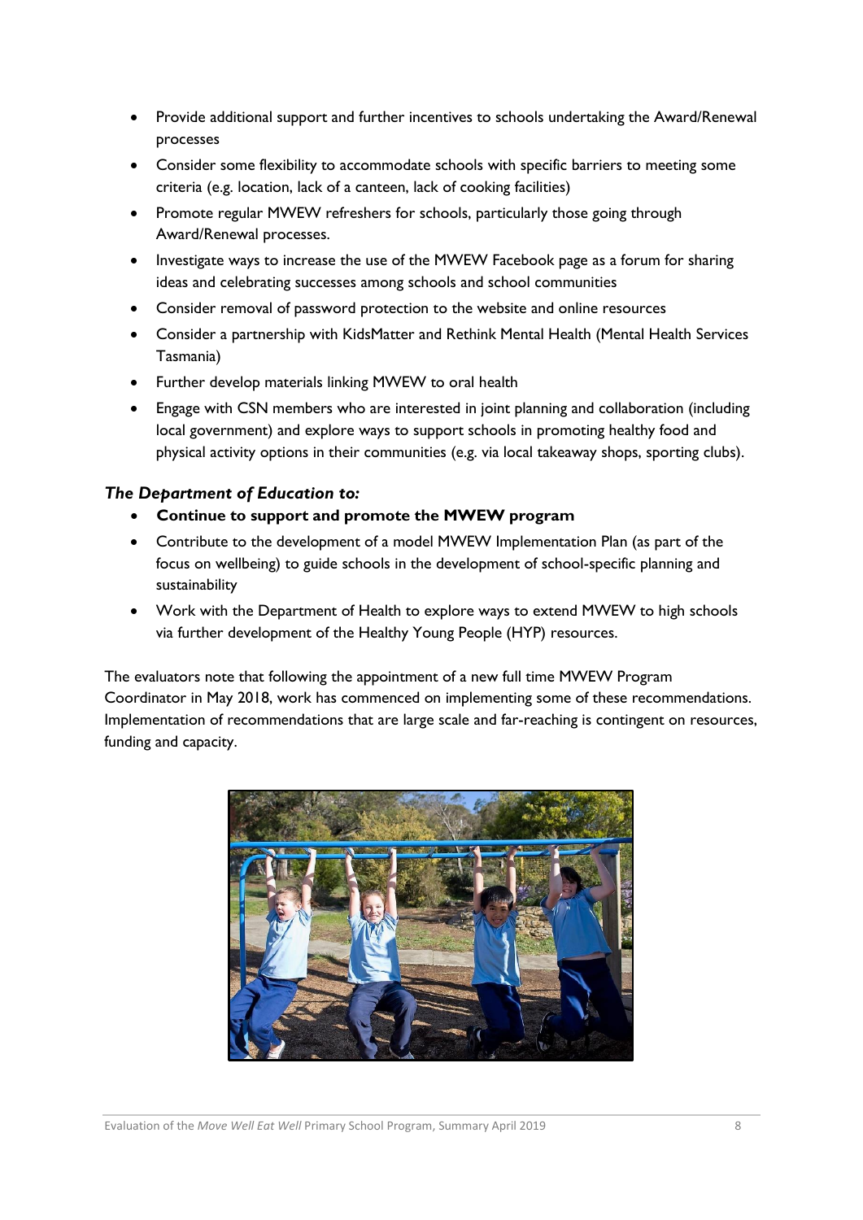- Provide additional support and further incentives to schools undertaking the Award/Renewal processes
- Consider some flexibility to accommodate schools with specific barriers to meeting some criteria (e.g. location, lack of a canteen, lack of cooking facilities)
- Promote regular MWEW refreshers for schools, particularly those going through Award/Renewal processes.
- Investigate ways to increase the use of the MWEW Facebook page as a forum for sharing ideas and celebrating successes among schools and school communities
- Consider removal of password protection to the website and online resources
- Consider a partnership with KidsMatter and Rethink Mental Health (Mental Health Services Tasmania)
- Further develop materials linking MWEW to oral health
- Engage with CSN members who are interested in joint planning and collaboration (including local government) and explore ways to support schools in promoting healthy food and physical activity options in their communities (e.g. via local takeaway shops, sporting clubs).

***The Department of Education to:***

- **Continue to support and promote the MWEW program**
- Contribute to the development of a model MWEW Implementation Plan (as part of the focus on wellbeing) to guide schools in the development of school-specific planning and sustainability
- Work with the Department of Health to explore ways to extend MWEW to high schools via further development of the Healthy Young People (HYP) resources.

The evaluators note that following the appointment of a new full time MWEW Program Coordinator in May 2018, work has commenced on implementing some of these recommendations. Implementation of recommendations that are large scale and far-reaching is contingent on resources, funding and capacity.